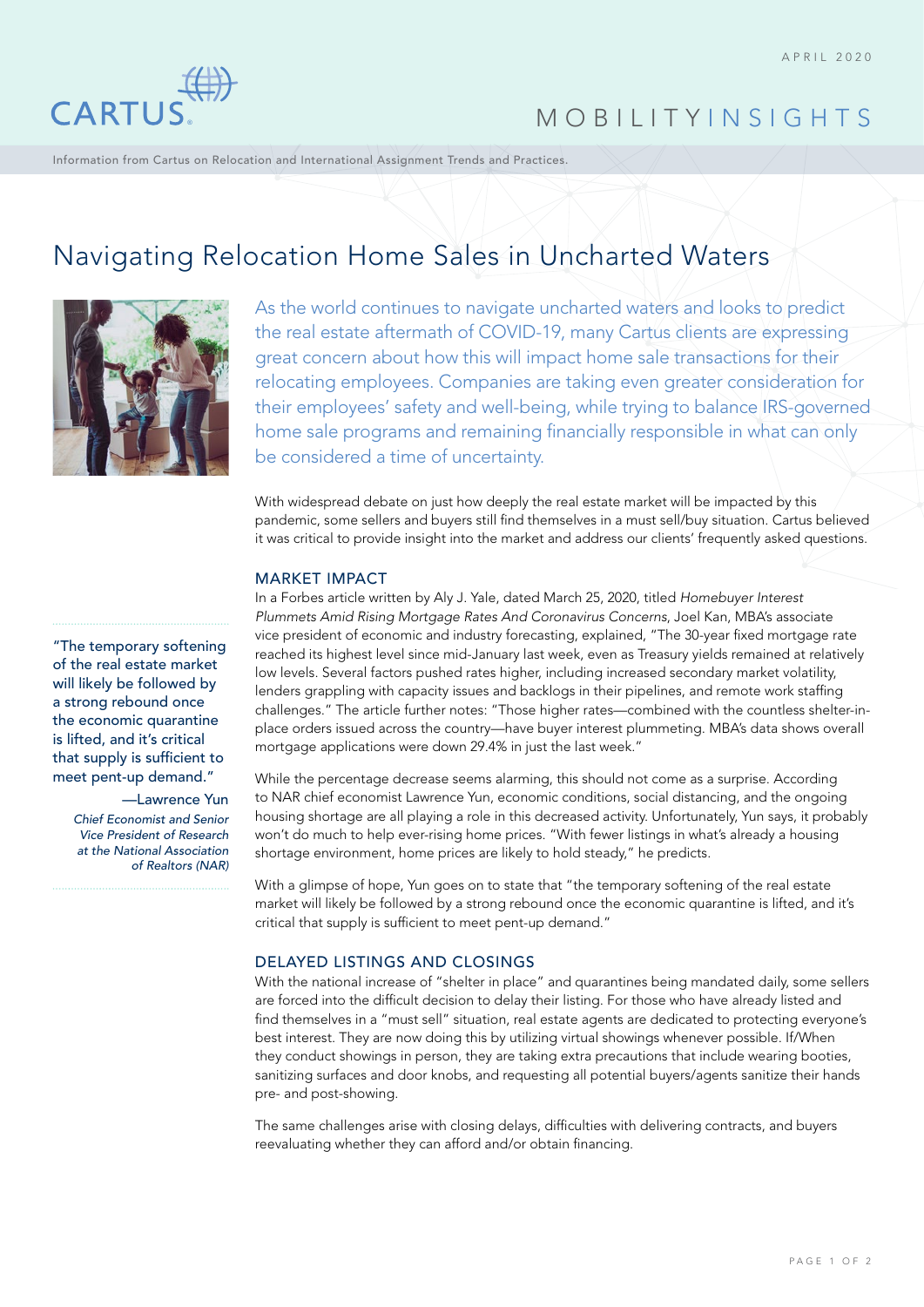CARTUS

APRIL 2020

MOBILITYINSIGHTS

Information from Cartus on Relocation and International Assignment Trends and Practices.

# Navigating Relocation Home Sales in Uncharted Waters

As the world continues to navigate uncharted waters and looks to predict the real estate aftermath of COVID-19, many Cartus clients are expressing great concern about how this will impact home sale transactions for their relocating employees. Companies are taking even greater consideration for their employees' safety and well-being, while trying to balance IRS-governed home sale programs and remaining financially responsible in what can only be considered a time of uncertainty.

With widespread debate on just how deeply the real estate market will be impacted by this pandemic, some sellers and buyers still find themselves in a must sell/buy situation. Cartus believed it was critical to provide insight into the market and address our clients' frequently asked questions.

## MARKET IMPACT

In a Forbes article written by Aly J. Yale, dated March 25, 2020, titled *Homebuyer Interest Plummets Amid Rising Mortgage Rates And Coronavirus Concerns*, Joel Kan, MBA's associate vice president of economic and industry forecasting, explained, "The 30-year fixed mortgage rate reached its highest level since mid-January last week, even as Treasury yields remained at relatively low levels. Several factors pushed rates higher, including increased secondary market volatility, lenders grappling with capacity issues and backlogs in their pipelines, and remote work staffing challenges." The article further notes: "Those higher rates—combined with the countless shelter-in-place orders issued across the country—have buyer interest plummeting. MBA's data shows overall mortgage applications were down 29.4% in just the last week."

While the percentage decrease seems alarming, this should not come as a surprise. According to NAR chief economist Lawrence Yun, economic conditions, social distancing, and the ongoing housing shortage are all playing a role in this decreased activity. Unfortunately, Yun says, it probably won't do much to help ever-rising home prices. "With fewer listings in what's already a housing shortage environment, home prices are likely to hold steady," he predicts.

With a glimpse of hope, Yun goes on to state that "the temporary softening of the real estate market will likely be followed by a strong rebound once the economic quarantine is lifted, and it's critical that supply is sufficient to meet pent-up demand."

> "The temporary softening of the real estate market will likely be followed by a strong rebound once the economic quarantine is lifted, and it's critical that supply is sufficient to meet pent-up demand."
>
> —Lawrence Yun
> *Chief Economist and Senior Vice President of Research at the National Association of Realtors (NAR)*

## DELAYED LISTINGS AND CLOSINGS

With the national increase of "shelter in place" and quarantines being mandated daily, some sellers are forced into the difficult decision to delay their listing. For those who have already listed and find themselves in a "must sell" situation, real estate agents are dedicated to protecting everyone's best interest. They are now doing this by utilizing virtual showings whenever possible. If/When they conduct showings in person, they are taking extra precautions that include wearing booties, sanitizing surfaces and door knobs, and requesting all potential buyers/agents sanitize their hands pre- and post-showing.

The same challenges arise with closing delays, difficulties with delivering contracts, and buyers reevaluating whether they can afford and/or obtain financing.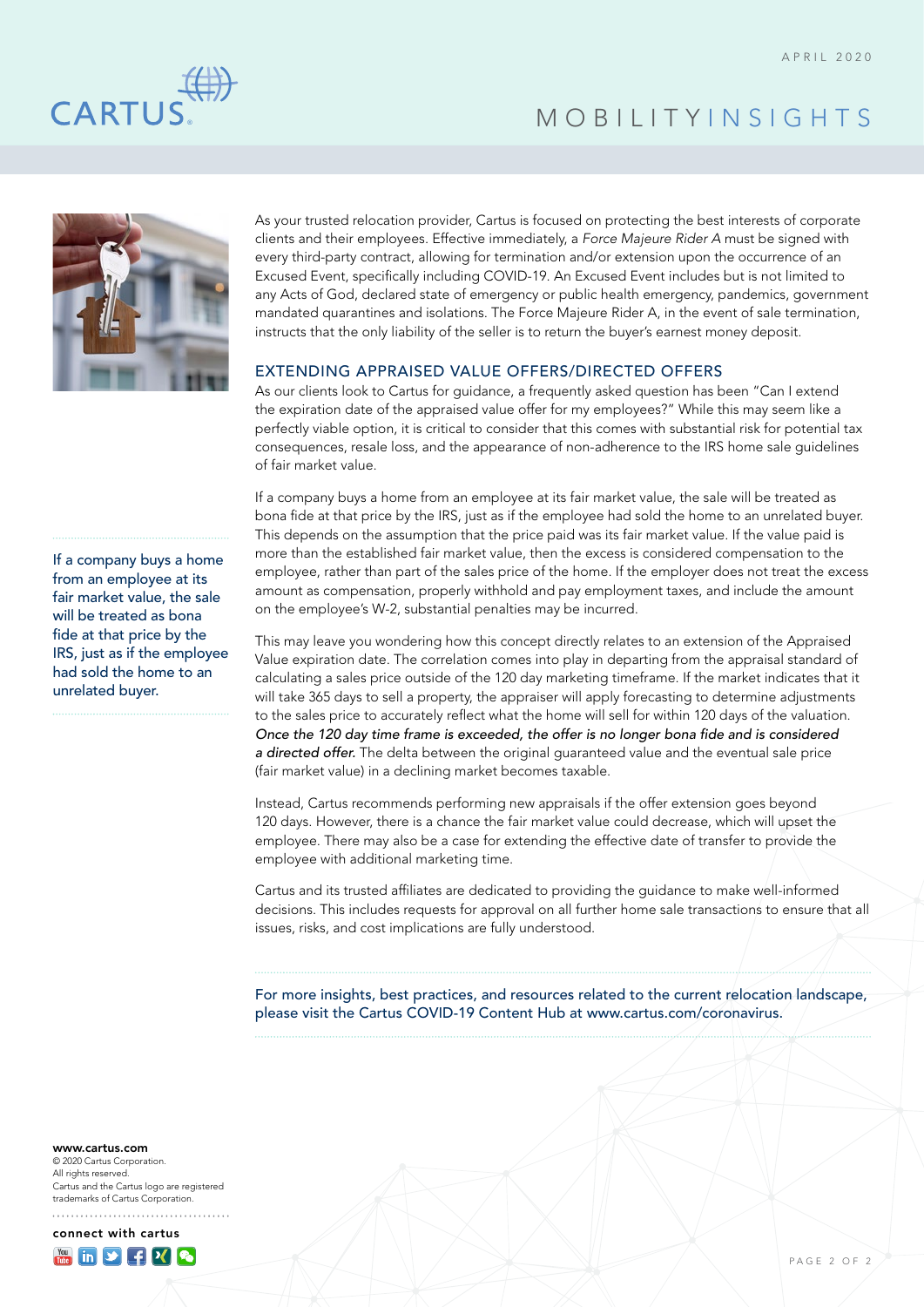As your trusted relocation provider, Cartus is focused on protecting the best interests of corporate clients and their employees. Effective immediately, a *Force Majeure Rider A* must be signed with every third-party contract, allowing for termination and/or extension upon the occurrence of an Excused Event, specifically including COVID-19. An Excused Event includes but is not limited to any Acts of God, declared state of emergency or public health emergency, pandemics, government mandated quarantines and isolations. The Force Majeure Rider A, in the event of sale termination, instructs that the only liability of the seller is to return the buyer's earnest money deposit.

## EXTENDING APPRAISED VALUE OFFERS/DIRECTED OFFERS

As our clients look to Cartus for guidance, a frequently asked question has been "Can I extend the expiration date of the appraised value offer for my employees?" While this may seem like a perfectly viable option, it is critical to consider that this comes with substantial risk for potential tax consequences, resale loss, and the appearance of non-adherence to the IRS home sale guidelines of fair market value.

If a company buys a home from an employee at its fair market value, the sale will be treated as bona fide at that price by the IRS, just as if the employee had sold the home to an unrelated buyer. This depends on the assumption that the price paid was its fair market value. If the value paid is more than the established fair market value, then the excess is considered compensation to the employee, rather than part of the sales price of the home. If the employer does not treat the excess amount as compensation, properly withhold and pay employment taxes, and include the amount on the employee's W-2, substantial penalties may be incurred.

> If a company buys a home from an employee at its fair market value, the sale will be treated as bona fide at that price by the IRS, just as if the employee had sold the home to an unrelated buyer.

This may leave you wondering how this concept directly relates to an extension of the Appraised Value expiration date. The correlation comes into play in departing from the appraisal standard of calculating a sales price outside of the 120 day marketing timeframe. If the market indicates that it will take 365 days to sell a property, the appraiser will apply forecasting to determine adjustments to the sales price to accurately reflect what the home will sell for within 120 days of the valuation. *Once the 120 day time frame is exceeded, the offer is no longer bona fide and is considered a directed offer.* The delta between the original guaranteed value and the eventual sale price (fair market value) in a declining market becomes taxable.

Instead, Cartus recommends performing new appraisals if the offer extension goes beyond 120 days. However, there is a chance the fair market value could decrease, which will upset the employee. There may also be a case for extending the effective date of transfer to provide the employee with additional marketing time.

Cartus and its trusted affiliates are dedicated to providing the guidance to make well-informed decisions. This includes requests for approval on all further home sale transactions to ensure that all issues, risks, and cost implications are fully understood.

For more insights, best practices, and resources related to the current relocation landscape, please visit the Cartus COVID-19 Content Hub at www.cartus.com/coronavirus.

**www.cartus.com**
© 2020 Cartus Corporation.
All rights reserved.
Cartus and the Cartus logo are registered trademarks of Cartus Corporation.

**connect with cartus**